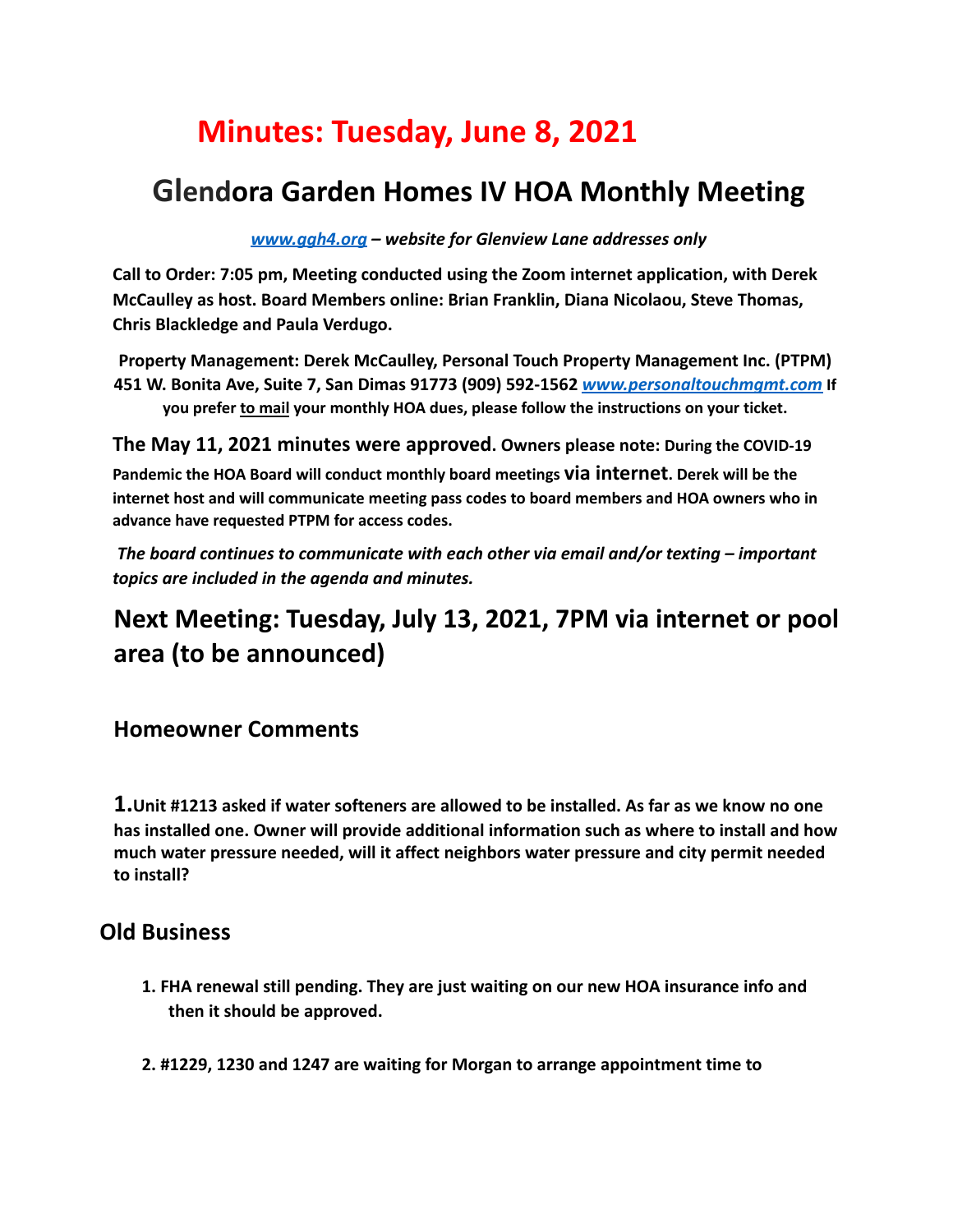# Minutes: Tuesday, June 8, 2021

## Glendora Garden Homes IV HOA Monthly Meeting

***[www.ggh4.org](http://www.ggh4.org) – website for Glenview Lane addresses only***

**Call to Order: 7:05 pm, Meeting conducted using the Zoom internet application, with Derek McCaulley as host. Board Members online: Brian Franklin, Diana Nicolaou, Steve Thomas, Chris Blackledge and Paula Verdugo.**

**Property Management: Derek McCaulley, Personal Touch Property Management Inc. (PTPM) 451 W. Bonita Ave, Suite 7, San Dimas 91773 (909) 592-1562 *[www.personaltouchmgmt.com](http://www.personaltouchmgmt.com)* If you prefer <u>to mail</u> your monthly HOA dues, please follow the instructions on your ticket.**

**The May 11, 2021 minutes were approved. Owners please note: During the COVID-19 Pandemic the HOA Board will conduct monthly board meetings via internet. Derek will be the internet host and will communicate meeting pass codes to board members and HOA owners who in advance have requested PTPM for access codes.**

***The board continues to communicate with each other via email and/or texting – important topics are included in the agenda and minutes.***

## Next Meeting: Tuesday, July 13, 2021, 7PM via internet or pool area (to be announced)

### Homeowner Comments

**1. Unit #1213 asked if water softeners are allowed to be installed. As far as we know no one has installed one. Owner will provide additional information such as where to install and how much water pressure needed, will it affect neighbors water pressure and city permit needed to install?**

### Old Business

1. **FHA renewal still pending. They are just waiting on our new HOA insurance info and then it should be approved.**

2. **#1229, 1230 and 1247 are waiting for Morgan to arrange appointment time to**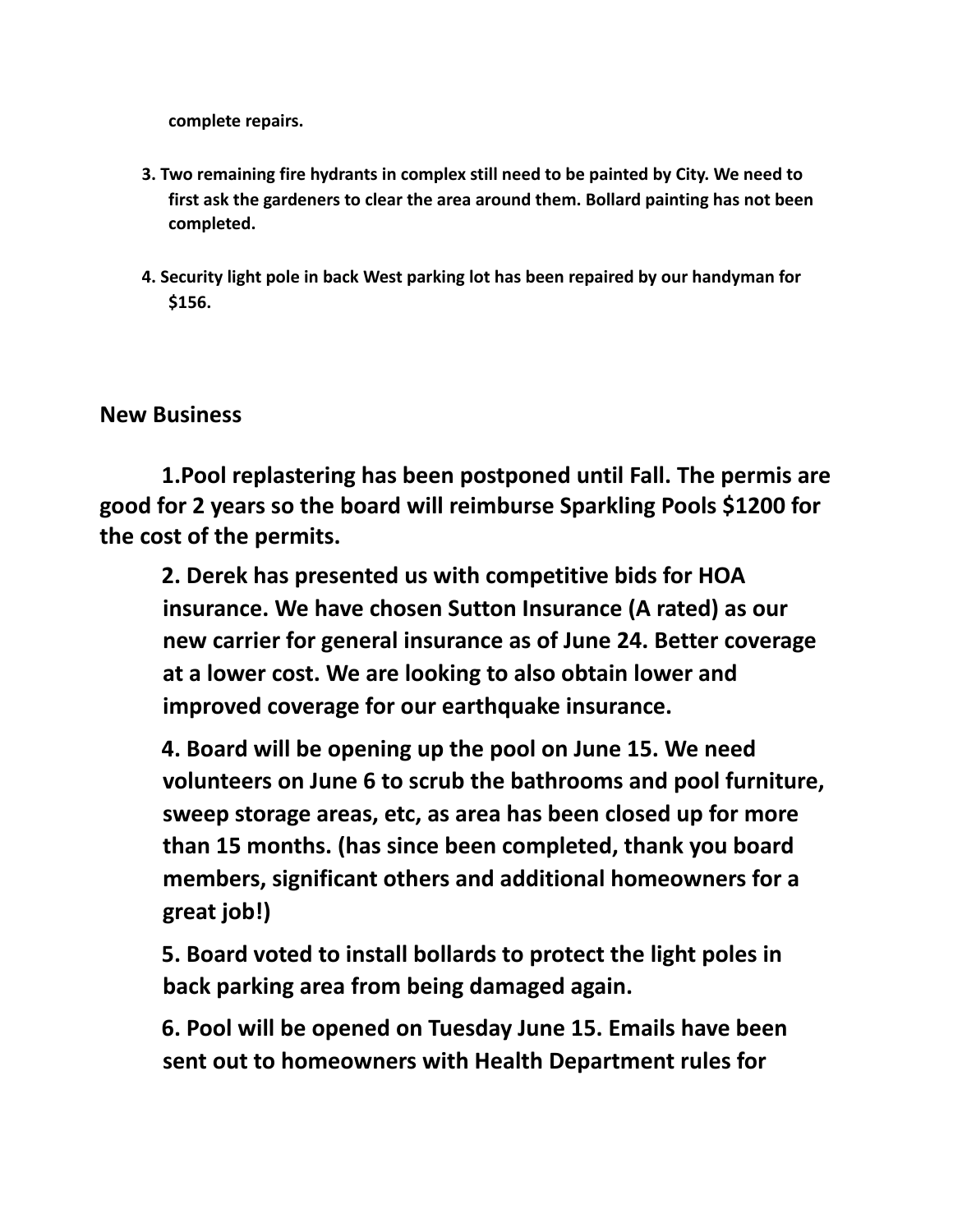**complete repairs.**

3. **Two remaining fire hydrants in complex still need to be painted by City. We need to first ask the gardeners to clear the area around them. Bollard painting has not been completed.**

4. **Security light pole in back West parking lot has been repaired by our handyman for $156.**

## New Business

**1.Pool replastering has been postponed until Fall. The permis are good for 2 years so the board will reimburse Sparkling Pools $1200 for the cost of the permits.**

**2. Derek has presented us with competitive bids for HOA insurance. We have chosen Sutton Insurance (A rated) as our new carrier for general insurance as of June 24. Better coverage at a lower cost. We are looking to also obtain lower and improved coverage for our earthquake insurance.**

**4. Board will be opening up the pool on June 15. We need volunteers on June 6 to scrub the bathrooms and pool furniture, sweep storage areas, etc, as area has been closed up for more than 15 months. (has since been completed, thank you board members, significant others and additional homeowners for a great job!)**

**5. Board voted to install bollards to protect the light poles in back parking area from being damaged again.**

**6. Pool will be opened on Tuesday June 15. Emails have been sent out to homeowners with Health Department rules for**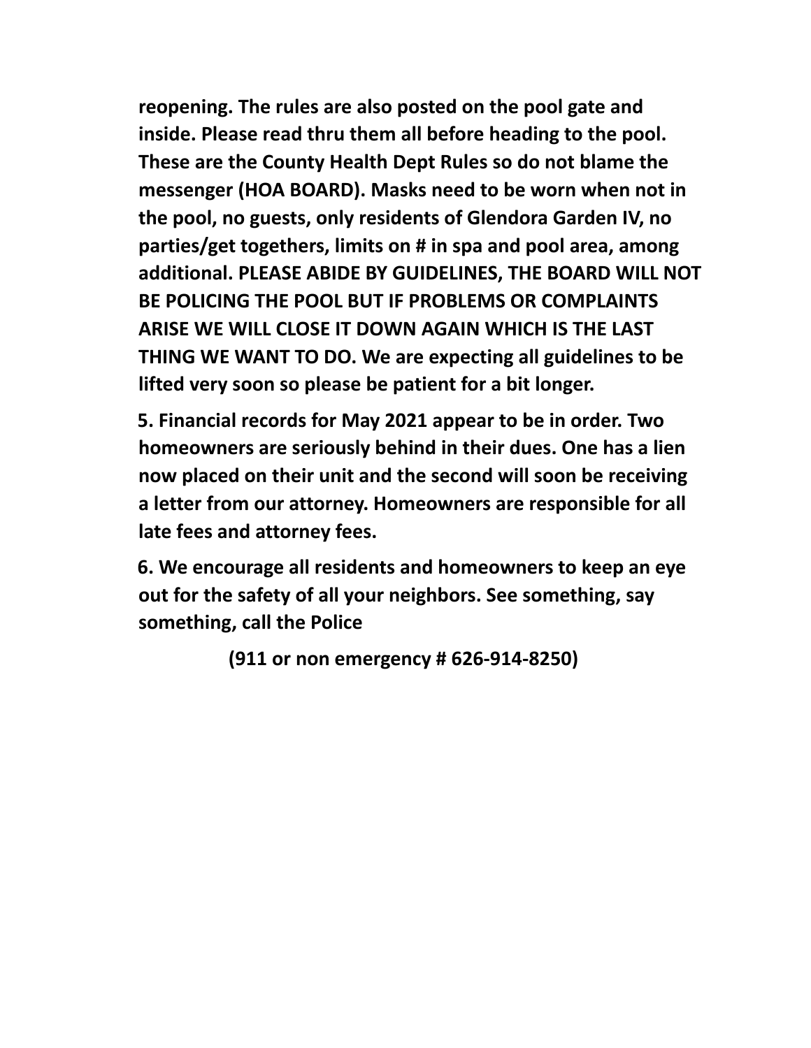**reopening. The rules are also posted on the pool gate and inside. Please read thru them all before heading to the pool. These are the County Health Dept Rules so do not blame the messenger (HOA BOARD). Masks need to be worn when not in the pool, no guests, only residents of Glendora Garden IV, no parties/get togethers, limits on # in spa and pool area, among additional. PLEASE ABIDE BY GUIDELINES, THE BOARD WILL NOT BE POLICING THE POOL BUT IF PROBLEMS OR COMPLAINTS ARISE WE WILL CLOSE IT DOWN AGAIN WHICH IS THE LAST THING WE WANT TO DO. We are expecting all guidelines to be lifted very soon so please be patient for a bit longer.**

**5. Financial records for May 2021 appear to be in order. Two homeowners are seriously behind in their dues. One has a lien now placed on their unit and the second will soon be receiving a letter from our attorney. Homeowners are responsible for all late fees and attorney fees.**

**6. We encourage all residents and homeowners to keep an eye out for the safety of all your neighbors. See something, say something, call the Police**

**(911 or non emergency # 626-914-8250)**